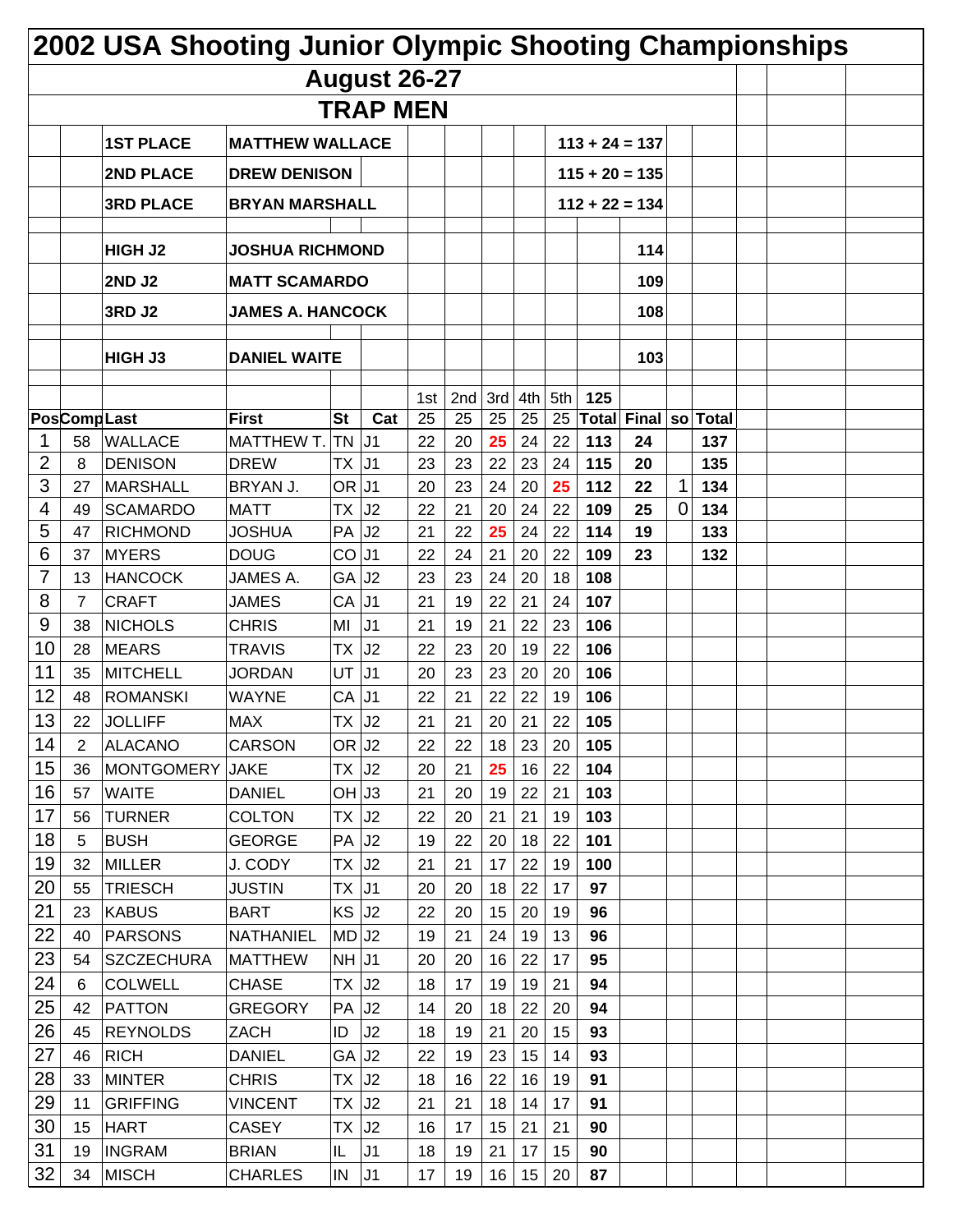# 2002 USA Shooting Junior Olympic Shooting Championships

## August 26-27

## TRAP MEN

| | | |
|---|---|---|
| **1ST PLACE** | **MATTHEW WALLACE** | **113 + 24 = 137** |
| **2ND PLACE** | **DREW DENISON** | **115 + 20 = 135** |
| **3RD PLACE** | **BRYAN MARSHALL** | **112 + 22 = 134** |
| **HIGH J2** | **JOSHUA RICHMOND** | **114** |
| **2ND J2** | **MATT SCAMARDO** | **109** |
| **3RD J2** | **JAMES A. HANCOCK** | **108** |
| **HIGH J3** | **DANIEL WAITE** | **103** |

| Pos | Comp | Last | First | St | Cat | 1st 25 | 2nd 25 | 3rd 25 | 4th 25 | 5th 25 | 125 Total | Final | so | Total |
|---|---|---|---|---|---|---|---|---|---|---|---|---|---|---|
| 1 | 58 | WALLACE | MATTHEW T. | TN | J1 | 22 | 20 | 25 | 24 | 22 | **113** | **24** | | **137** |
| 2 | 8 | DENISON | DREW | TX | J1 | 23 | 23 | 22 | 23 | 24 | **115** | **20** | | **135** |
| 3 | 27 | MARSHALL | BRYAN J. | OR | J1 | 20 | 23 | 24 | 20 | 25 | **112** | **22** | 1 | **134** |
| 4 | 49 | SCAMARDO | MATT | TX | J2 | 22 | 21 | 20 | 24 | 22 | **109** | **25** | 0 | **134** |
| 5 | 47 | RICHMOND | JOSHUA | PA | J2 | 21 | 22 | 25 | 24 | 22 | **114** | **19** | | **133** |
| 6 | 37 | MYERS | DOUG | CO | J1 | 22 | 24 | 21 | 20 | 22 | **109** | **23** | | **132** |
| 7 | 13 | HANCOCK | JAMES A. | GA | J2 | 23 | 23 | 24 | 20 | 18 | **108** | | | |
| 8 | 7 | CRAFT | JAMES | CA | J1 | 21 | 19 | 22 | 21 | 24 | **107** | | | |
| 9 | 38 | NICHOLS | CHRIS | MI | J1 | 21 | 19 | 21 | 22 | 23 | **106** | | | |
| 10 | 28 | MEARS | TRAVIS | TX | J2 | 22 | 23 | 20 | 19 | 22 | **106** | | | |
| 11 | 35 | MITCHELL | JORDAN | UT | J1 | 20 | 23 | 23 | 20 | 20 | **106** | | | |
| 12 | 48 | ROMANSKI | WAYNE | CA | J1 | 22 | 21 | 22 | 22 | 19 | **106** | | | |
| 13 | 22 | JOLLIFF | MAX | TX | J2 | 21 | 21 | 20 | 21 | 22 | **105** | | | |
| 14 | 2 | ALACANO | CARSON | OR | J2 | 22 | 22 | 18 | 23 | 20 | **105** | | | |
| 15 | 36 | MONTGOMERY | JAKE | TX | J2 | 20 | 21 | 25 | 16 | 22 | **104** | | | |
| 16 | 57 | WAITE | DANIEL | OH | J3 | 21 | 20 | 19 | 22 | 21 | **103** | | | |
| 17 | 56 | TURNER | COLTON | TX | J2 | 22 | 20 | 21 | 21 | 19 | **103** | | | |
| 18 | 5 | BUSH | GEORGE | PA | J2 | 19 | 22 | 20 | 18 | 22 | **101** | | | |
| 19 | 32 | MILLER | J. CODY | TX | J2 | 21 | 21 | 17 | 22 | 19 | **100** | | | |
| 20 | 55 | TRIESCH | JUSTIN | TX | J1 | 20 | 20 | 18 | 22 | 17 | **97** | | | |
| 21 | 23 | KABUS | BART | KS | J2 | 22 | 20 | 15 | 20 | 19 | **96** | | | |
| 22 | 40 | PARSONS | NATHANIEL | MD | J2 | 19 | 21 | 24 | 19 | 13 | **96** | | | |
| 23 | 54 | SZCZECHURA | MATTHEW | NH | J1 | 20 | 20 | 16 | 22 | 17 | **95** | | | |
| 24 | 6 | COLWELL | CHASE | TX | J2 | 18 | 17 | 19 | 19 | 21 | **94** | | | |
| 25 | 42 | PATTON | GREGORY | PA | J2 | 14 | 20 | 18 | 22 | 20 | **94** | | | |
| 26 | 45 | REYNOLDS | ZACH | ID | J2 | 18 | 19 | 21 | 20 | 15 | **93** | | | |
| 27 | 46 | RICH | DANIEL | GA | J2 | 22 | 19 | 23 | 15 | 14 | **93** | | | |
| 28 | 33 | MINTER | CHRIS | TX | J2 | 18 | 16 | 22 | 16 | 19 | **91** | | | |
| 29 | 11 | GRIFFING | VINCENT | TX | J2 | 21 | 21 | 18 | 14 | 17 | **91** | | | |
| 30 | 15 | HART | CASEY | TX | J2 | 16 | 17 | 15 | 21 | 21 | **90** | | | |
| 31 | 19 | INGRAM | BRIAN | IL | J1 | 18 | 19 | 21 | 17 | 15 | **90** | | | |
| 32 | 34 | MISCH | CHARLES | IN | J1 | 17 | 19 | 16 | 15 | 20 | **87** | | | |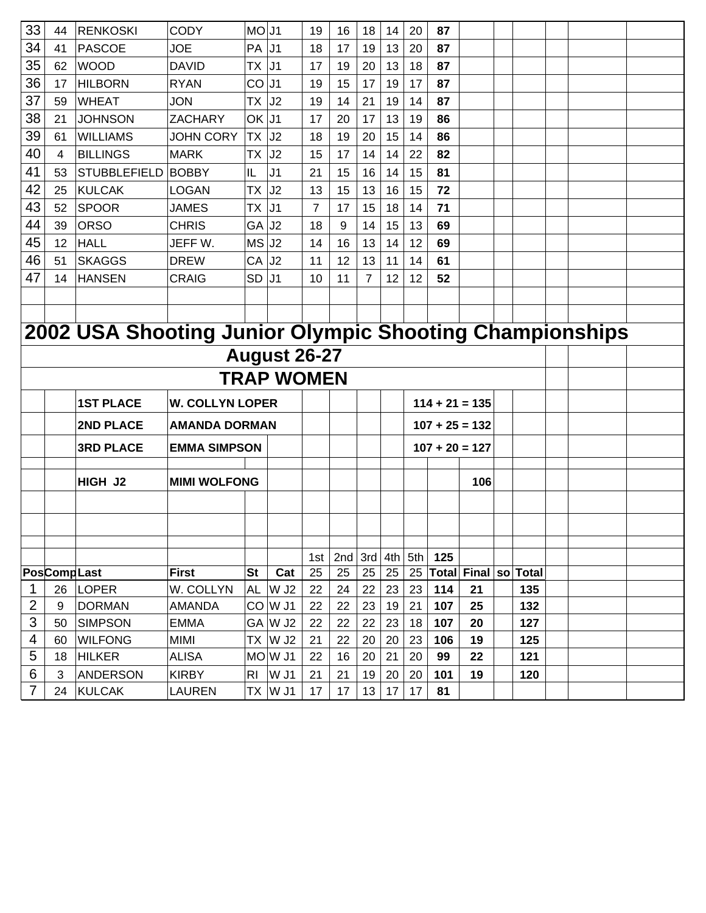| Pos | Comp | Last | First | St | Cat | 1st | 2nd | 3rd | 4th | 5th | Total |
|---|---|---|---|---|---|---|---|---|---|---|---|
| 33 | 44 | RENKOSKI | CODY | MO | J1 | 19 | 16 | 18 | 14 | 20 | **87** |
| 34 | 41 | PASCOE | JOE | PA | J1 | 18 | 17 | 19 | 13 | 20 | **87** |
| 35 | 62 | WOOD | DAVID | TX | J1 | 17 | 19 | 20 | 13 | 18 | **87** |
| 36 | 17 | HILBORN | RYAN | CO | J1 | 19 | 15 | 17 | 19 | 17 | **87** |
| 37 | 59 | WHEAT | JON | TX | J2 | 19 | 14 | 21 | 19 | 14 | **87** |
| 38 | 21 | JOHNSON | ZACHARY | OK | J1 | 17 | 20 | 17 | 13 | 19 | **86** |
| 39 | 61 | WILLIAMS | JOHN CORY | TX | J2 | 18 | 19 | 20 | 15 | 14 | **86** |
| 40 | 4 | BILLINGS | MARK | TX | J2 | 15 | 17 | 14 | 14 | 22 | **82** |
| 41 | 53 | STUBBLEFIELD | BOBBY | IL | J1 | 21 | 15 | 16 | 14 | 15 | **81** |
| 42 | 25 | KULCAK | LOGAN | TX | J2 | 13 | 15 | 13 | 16 | 15 | **72** |
| 43 | 52 | SPOOR | JAMES | TX | J1 | 7 | 17 | 15 | 18 | 14 | **71** |
| 44 | 39 | ORSO | CHRIS | GA | J2 | 18 | 9 | 14 | 15 | 13 | **69** |
| 45 | 12 | HALL | JEFF W. | MS | J2 | 14 | 16 | 13 | 14 | 12 | **69** |
| 46 | 51 | SKAGGS | DREW | CA | J2 | 11 | 12 | 13 | 11 | 14 | **61** |
| 47 | 14 | HANSEN | CRAIG | SD | J1 | 10 | 11 | 7 | 12 | 12 | **52** |

# 2002 USA Shooting Junior Olympic Shooting Championships

## August 26-27

## TRAP WOMEN

| | |
|---|---|
| **1ST PLACE** | **W. COLLYN LOPER** — **114 + 21 = 135** |
| **2ND PLACE** | **AMANDA DORMAN** — **107 + 25 = 132** |
| **3RD PLACE** | **EMMA SIMPSON** — **107 + 20 = 127** |
| **HIGH J2** | **MIMI WOLFONG** — **106** |

| Pos | Comp | Last | First | St | Cat | 1st 25 | 2nd 25 | 3rd 25 | 4th 25 | 5th 25 | 125 Total | Final | so | Total |
|---|---|---|---|---|---|---|---|---|---|---|---|---|---|---|
| 1 | 26 | LOPER | W. COLLYN | AL | W J2 | 22 | 24 | 22 | 23 | 23 | **114** | **21** | | **135** |
| 2 | 9 | DORMAN | AMANDA | CO | W J1 | 22 | 22 | 23 | 19 | 21 | **107** | **25** | | **132** |
| 3 | 50 | SIMPSON | EMMA | GA | W J2 | 22 | 22 | 22 | 23 | 18 | **107** | **20** | | **127** |
| 4 | 60 | WILFONG | MIMI | TX | W J2 | 21 | 22 | 20 | 20 | 23 | **106** | **19** | | **125** |
| 5 | 18 | HILKER | ALISA | MO | W J1 | 22 | 16 | 20 | 21 | 20 | **99** | **22** | | **121** |
| 6 | 3 | ANDERSON | KIRBY | RI | W J1 | 21 | 21 | 19 | 20 | 20 | **101** | **19** | | **120** |
| 7 | 24 | KULCAK | LAUREN | TX | W J1 | 17 | 17 | 13 | 17 | 17 | **81** | | | |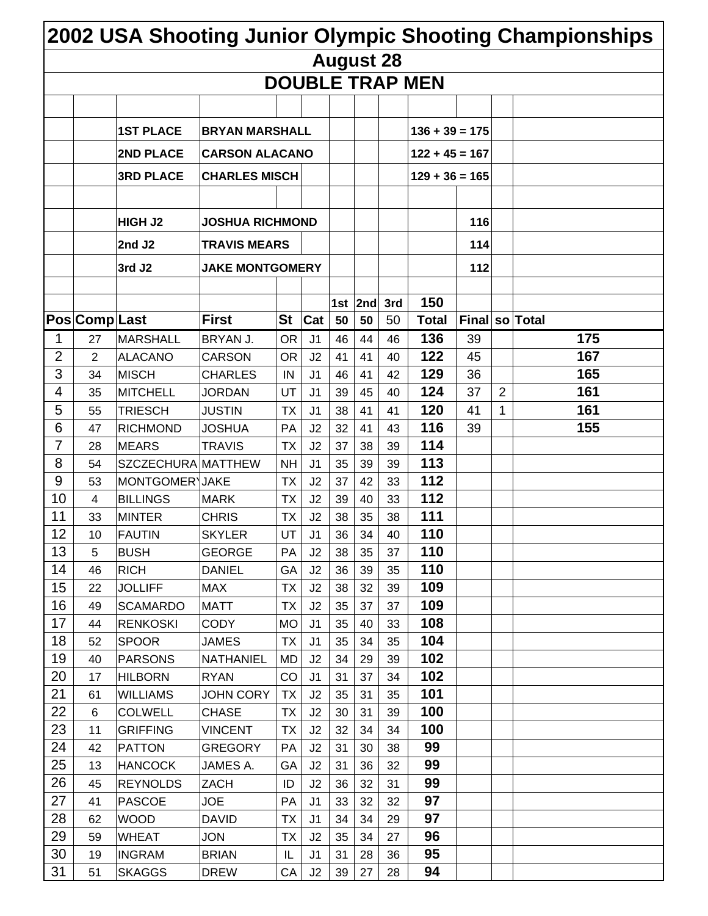# 2002 USA Shooting Junior Olympic Shooting Championships

## August 28

## DOUBLE TRAP MEN

| | | | |
|---|---|---|---|
| **1ST PLACE** | **BRYAN MARSHALL** | **136 + 39 = 175** | |
| **2ND PLACE** | **CARSON ALACANO** | **122 + 45 = 167** | |
| **3RD PLACE** | **CHARLES MISCH** | **129 + 36 = 165** | |
| | | | |
| **HIGH J2** | **JOSHUA RICHMOND** | | **116** |
| **2nd J2** | **TRAVIS MEARS** | | **114** |
| **3rd J2** | **JAKE MONTGOMERY** | | **112** |

| Pos | Comp | Last | First | St | Cat | 1st 50 | 2nd 50 | 3rd 50 | 150 Total | Final | so | Total |
|---|---|---|---|---|---|---|---|---|---|---|---|---|
| 1 | 27 | MARSHALL | BRYAN J. | OR | J1 | 46 | 44 | 46 | **136** | 39 | | **175** |
| 2 | 2 | ALACANO | CARSON | OR | J2 | 41 | 41 | 40 | **122** | 45 | | **167** |
| 3 | 34 | MISCH | CHARLES | IN | J1 | 46 | 41 | 42 | **129** | 36 | | **165** |
| 4 | 35 | MITCHELL | JORDAN | UT | J1 | 39 | 45 | 40 | **124** | 37 | 2 | **161** |
| 5 | 55 | TRIESCH | JUSTIN | TX | J1 | 38 | 41 | 41 | **120** | 41 | 1 | **161** |
| 6 | 47 | RICHMOND | JOSHUA | PA | J2 | 32 | 41 | 43 | **116** | 39 | | **155** |
| 7 | 28 | MEARS | TRAVIS | TX | J2 | 37 | 38 | 39 | **114** | | | |
| 8 | 54 | SZCZECHURA | MATTHEW | NH | J1 | 35 | 39 | 39 | **113** | | | |
| 9 | 53 | MONTGOMERY | JAKE | TX | J2 | 37 | 42 | 33 | **112** | | | |
| 10 | 4 | BILLINGS | MARK | TX | J2 | 39 | 40 | 33 | **112** | | | |
| 11 | 33 | MINTER | CHRIS | TX | J2 | 38 | 35 | 38 | **111** | | | |
| 12 | 10 | FAUTIN | SKYLER | UT | J1 | 36 | 34 | 40 | **110** | | | |
| 13 | 5 | BUSH | GEORGE | PA | J2 | 38 | 35 | 37 | **110** | | | |
| 14 | 46 | RICH | DANIEL | GA | J2 | 36 | 39 | 35 | **110** | | | |
| 15 | 22 | JOLLIFF | MAX | TX | J2 | 38 | 32 | 39 | **109** | | | |
| 16 | 49 | SCAMARDO | MATT | TX | J2 | 35 | 37 | 37 | **109** | | | |
| 17 | 44 | RENKOSKI | CODY | MO | J1 | 35 | 40 | 33 | **108** | | | |
| 18 | 52 | SPOOR | JAMES | TX | J1 | 35 | 34 | 35 | **104** | | | |
| 19 | 40 | PARSONS | NATHANIEL | MD | J2 | 34 | 29 | 39 | **102** | | | |
| 20 | 17 | HILBORN | RYAN | CO | J1 | 31 | 37 | 34 | **102** | | | |
| 21 | 61 | WILLIAMS | JOHN CORY | TX | J2 | 35 | 31 | 35 | **101** | | | |
| 22 | 6 | COLWELL | CHASE | TX | J2 | 30 | 31 | 39 | **100** | | | |
| 23 | 11 | GRIFFING | VINCENT | TX | J2 | 32 | 34 | 34 | **100** | | | |
| 24 | 42 | PATTON | GREGORY | PA | J2 | 31 | 30 | 38 | **99** | | | |
| 25 | 13 | HANCOCK | JAMES A. | GA | J2 | 31 | 36 | 32 | **99** | | | |
| 26 | 45 | REYNOLDS | ZACH | ID | J2 | 36 | 32 | 31 | **99** | | | |
| 27 | 41 | PASCOE | JOE | PA | J1 | 33 | 32 | 32 | **97** | | | |
| 28 | 62 | WOOD | DAVID | TX | J1 | 34 | 34 | 29 | **97** | | | |
| 29 | 59 | WHEAT | JON | TX | J2 | 35 | 34 | 27 | **96** | | | |
| 30 | 19 | INGRAM | BRIAN | IL | J1 | 31 | 28 | 36 | **95** | | | |
| 31 | 51 | SKAGGS | DREW | CA | J2 | 39 | 27 | 28 | **94** | | | |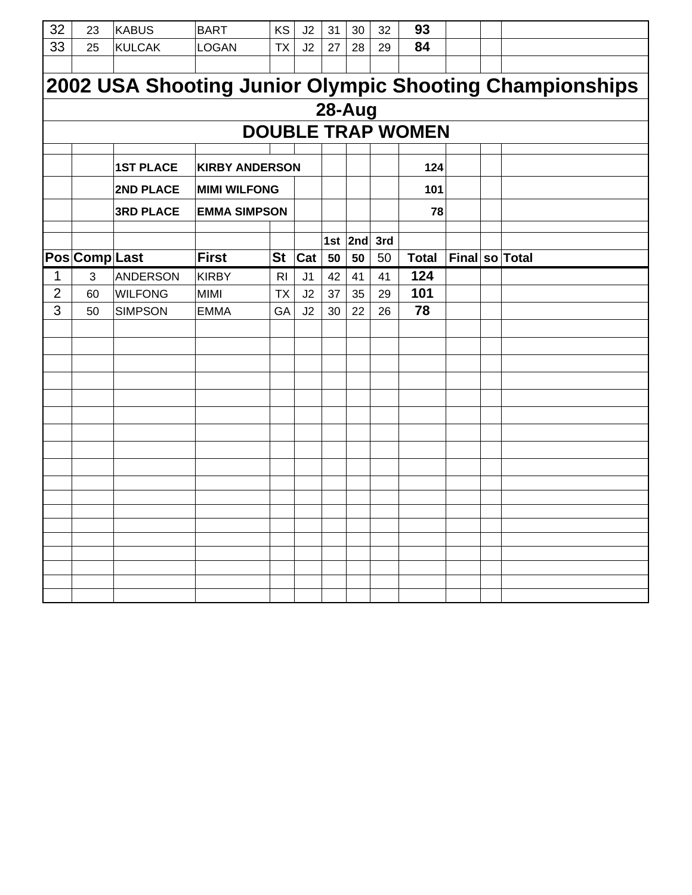| 32 | 23 | KABUS | BART | KS | J2 | 31 | 30 | 32 | 93 | | | |
|---|---|---|---|---|---|---|---|---|---|---|---|---|
| 33 | 25 | KULCAK | LOGAN | TX | J2 | 27 | 28 | 29 | 84 | | | |

# 2002 USA Shooting Junior Olympic Shooting Championships

## 28-Aug

## DOUBLE TRAP WOMEN

| | | | | |
|---|---|---|---|---|
| **1ST PLACE** | **KIRBY ANDERSON** | | | **124** |
| **2ND PLACE** | **MIMI WILFONG** | | | **101** |
| **3RD PLACE** | **EMMA SIMPSON** | | | **78** |

| | | | | | | 1st | 2nd | 3rd | | | | |
|---|---|---|---|---|---|---|---|---|---|---|---|---|
| **Pos** | **Comp** | **Last** | **First** | **St** | **Cat** | **50** | **50** | 50 | **Total** | **Final** | **so** | **Total** |
| 1 | 3 | ANDERSON | KIRBY | RI | J1 | 42 | 41 | 41 | **124** | | | |
| 2 | 60 | WILFONG | MIMI | TX | J2 | 37 | 35 | 29 | **101** | | | |
| 3 | 50 | SIMPSON | EMMA | GA | J2 | 30 | 22 | 26 | **78** | | | |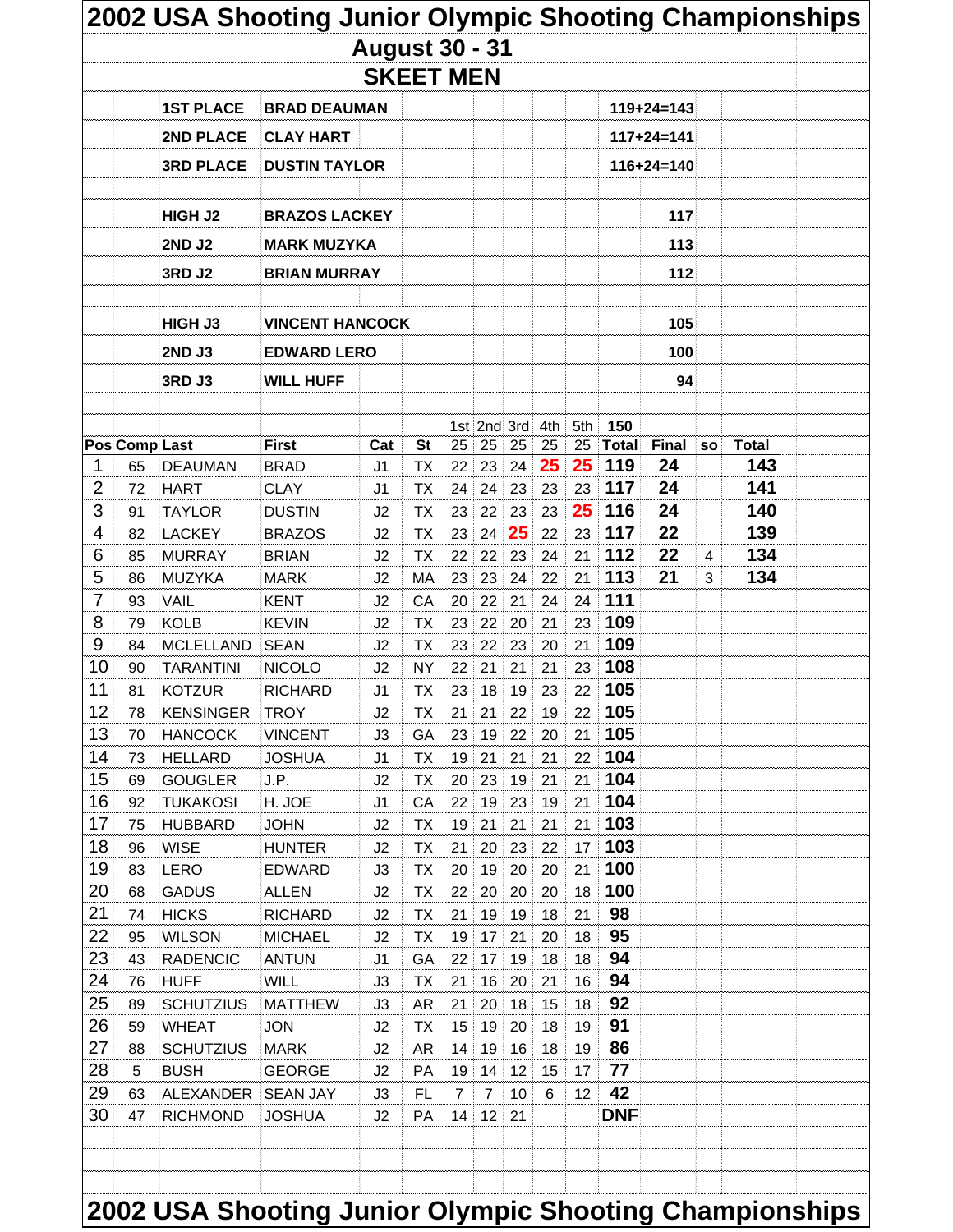# 2002 USA Shooting Junior Olympic Shooting Championships

## August 30 - 31

## SKEET MEN

| | |
|---|---|---|
| 1ST PLACE | BRAD DEAUMAN | 119+24=143 |
| 2ND PLACE | CLAY HART | 117+24=141 |
| 3RD PLACE | DUSTIN TAYLOR | 116+24=140 |

| | | |
|---|---|---|
| HIGH J2 | BRAZOS LACKEY | 117 |
| 2ND J2 | MARK MUZYKA | 113 |
| 3RD J2 | BRIAN MURRAY | 112 |

| | | |
|---|---|---|
| HIGH J3 | VINCENT HANCOCK | 105 |
| 2ND J3 | EDWARD LERO | 100 |
| 3RD J3 | WILL HUFF | 94 |

| Pos | Comp | Last | First | Cat | St | 1st 25 | 2nd 25 | 3rd 25 | 4th 25 | 5th 25 | 150 Total | Final | so | Total |
|---|---|---|---|---|---|---|---|---|---|---|---|---|---|---|
| 1 | 65 | DEAUMAN | BRAD | J1 | TX | 22 | 23 | 24 | **25** | **25** | **119** | **24** | | **143** |
| 2 | 72 | HART | CLAY | J1 | TX | 24 | 24 | 23 | 23 | 23 | **117** | **24** | | **141** |
| 3 | 91 | TAYLOR | DUSTIN | J2 | TX | 23 | 22 | 23 | 23 | **25** | **116** | **24** | | **140** |
| 4 | 82 | LACKEY | BRAZOS | J2 | TX | 23 | 24 | **25** | 22 | 23 | **117** | **22** | | **139** |
| 6 | 85 | MURRAY | BRIAN | J2 | TX | 22 | 22 | 23 | 24 | 21 | **112** | **22** | 4 | **134** |
| 5 | 86 | MUZYKA | MARK | J2 | MA | 23 | 23 | 24 | 22 | 21 | **113** | **21** | 3 | **134** |
| 7 | 93 | VAIL | KENT | J2 | CA | 20 | 22 | 21 | 24 | 24 | **111** | | | |
| 8 | 79 | KOLB | KEVIN | J2 | TX | 23 | 22 | 20 | 21 | 23 | **109** | | | |
| 9 | 84 | MCLELLAND | SEAN | J2 | TX | 23 | 22 | 23 | 20 | 21 | **109** | | | |
| 10 | 90 | TARANTINI | NICOLO | J2 | NY | 22 | 21 | 21 | 21 | 23 | **108** | | | |
| 11 | 81 | KOTZUR | RICHARD | J1 | TX | 23 | 18 | 19 | 23 | 22 | **105** | | | |
| 12 | 78 | KENSINGER | TROY | J2 | TX | 21 | 21 | 22 | 19 | 22 | **105** | | | |
| 13 | 70 | HANCOCK | VINCENT | J3 | GA | 23 | 19 | 22 | 20 | 21 | **105** | | | |
| 14 | 73 | HELLARD | JOSHUA | J1 | TX | 19 | 21 | 21 | 21 | 22 | **104** | | | |
| 15 | 69 | GOUGLER | J.P. | J2 | TX | 20 | 23 | 19 | 21 | 21 | **104** | | | |
| 16 | 92 | TUKAKOSI | H. JOE | J1 | CA | 22 | 19 | 23 | 19 | 21 | **104** | | | |
| 17 | 75 | HUBBARD | JOHN | J2 | TX | 19 | 21 | 21 | 21 | 21 | **103** | | | |
| 18 | 96 | WISE | HUNTER | J2 | TX | 21 | 20 | 23 | 22 | 17 | **103** | | | |
| 19 | 83 | LERO | EDWARD | J3 | TX | 20 | 19 | 20 | 20 | 21 | **100** | | | |
| 20 | 68 | GADUS | ALLEN | J2 | TX | 22 | 20 | 20 | 20 | 18 | **100** | | | |
| 21 | 74 | HICKS | RICHARD | J2 | TX | 21 | 19 | 19 | 18 | 21 | **98** | | | |
| 22 | 95 | WILSON | MICHAEL | J2 | TX | 19 | 17 | 21 | 20 | 18 | **95** | | | |
| 23 | 43 | RADENCIC | ANTUN | J1 | GA | 22 | 17 | 19 | 18 | 18 | **94** | | | |
| 24 | 76 | HUFF | WILL | J3 | TX | 21 | 16 | 20 | 21 | 16 | **94** | | | |
| 25 | 89 | SCHUTZIUS | MATTHEW | J3 | AR | 21 | 20 | 18 | 15 | 18 | **92** | | | |
| 26 | 59 | WHEAT | JON | J2 | TX | 15 | 19 | 20 | 18 | 19 | **91** | | | |
| 27 | 88 | SCHUTZIUS | MARK | J2 | AR | 14 | 19 | 16 | 18 | 19 | **86** | | | |
| 28 | 5 | BUSH | GEORGE | J2 | PA | 19 | 14 | 12 | 15 | 17 | **77** | | | |
| 29 | 63 | ALEXANDER | SEAN JAY | J3 | FL | 7 | 7 | 10 | 6 | 12 | **42** | | | |
| 30 | 47 | RICHMOND | JOSHUA | J2 | PA | 14 | 12 | 21 | | | **DNF** | | | |

# 2002 USA Shooting Junior Olympic Shooting Championships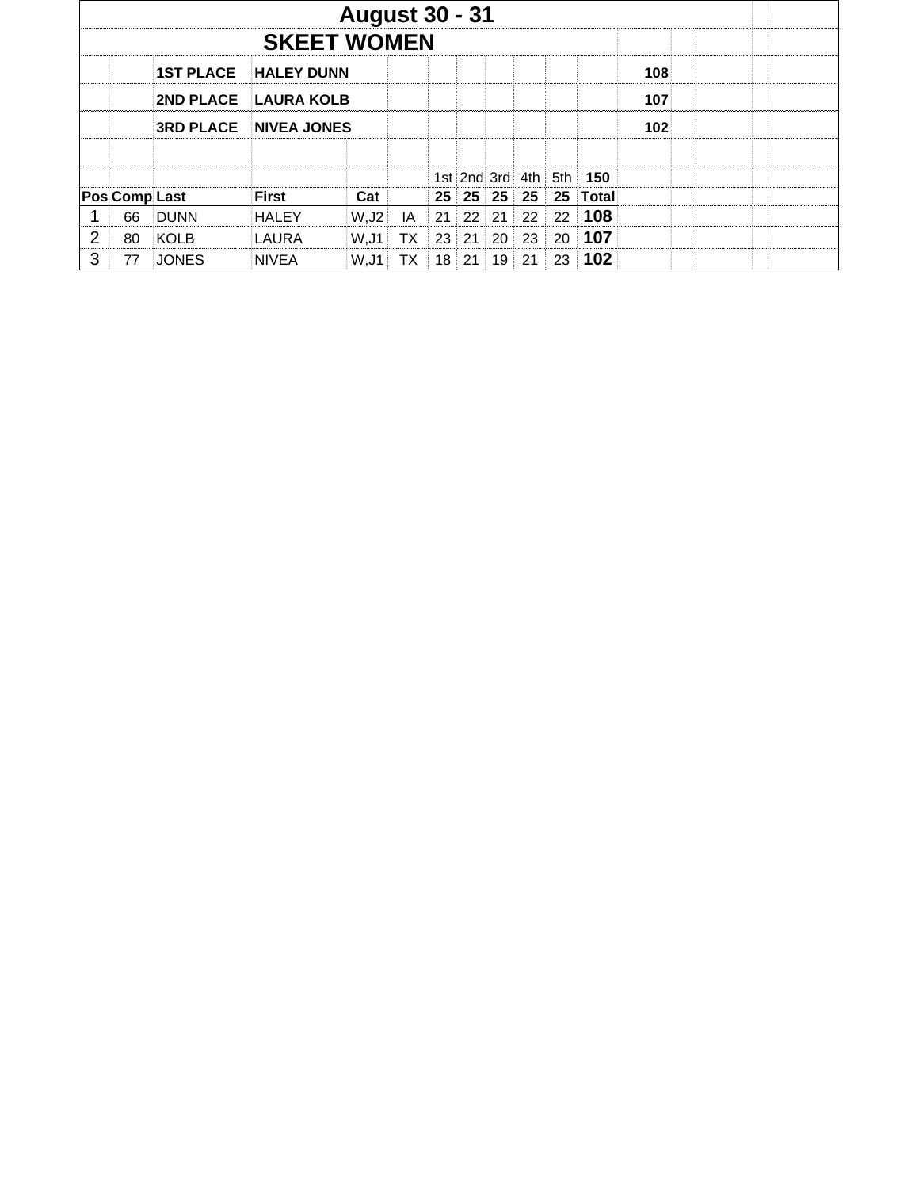# August 30 - 31

## SKEET WOMEN

| | | |
|---|---|---|
| **1ST PLACE** | **HALEY DUNN** | **108** |
| **2ND PLACE** | **LAURA KOLB** | **107** |
| **3RD PLACE** | **NIVEA JONES** | **102** |

| | | | | | | 1st | 2nd | 3rd | 4th | 5th | 150 |
|---|---|---|---|---|---|---|---|---|---|---|---|
| **Pos** | **Comp** | **Last** | **First** | **Cat** | | **25** | **25** | **25** | **25** | **25** | **Total** |
| 1 | 66 | DUNN | HALEY | W,J2 | IA | 21 | 22 | 21 | 22 | 22 | **108** |
| 2 | 80 | KOLB | LAURA | W,J1 | TX | 23 | 21 | 20 | 23 | 20 | **107** |
| 3 | 77 | JONES | NIVEA | W,J1 | TX | 18 | 21 | 19 | 21 | 23 | **102** |